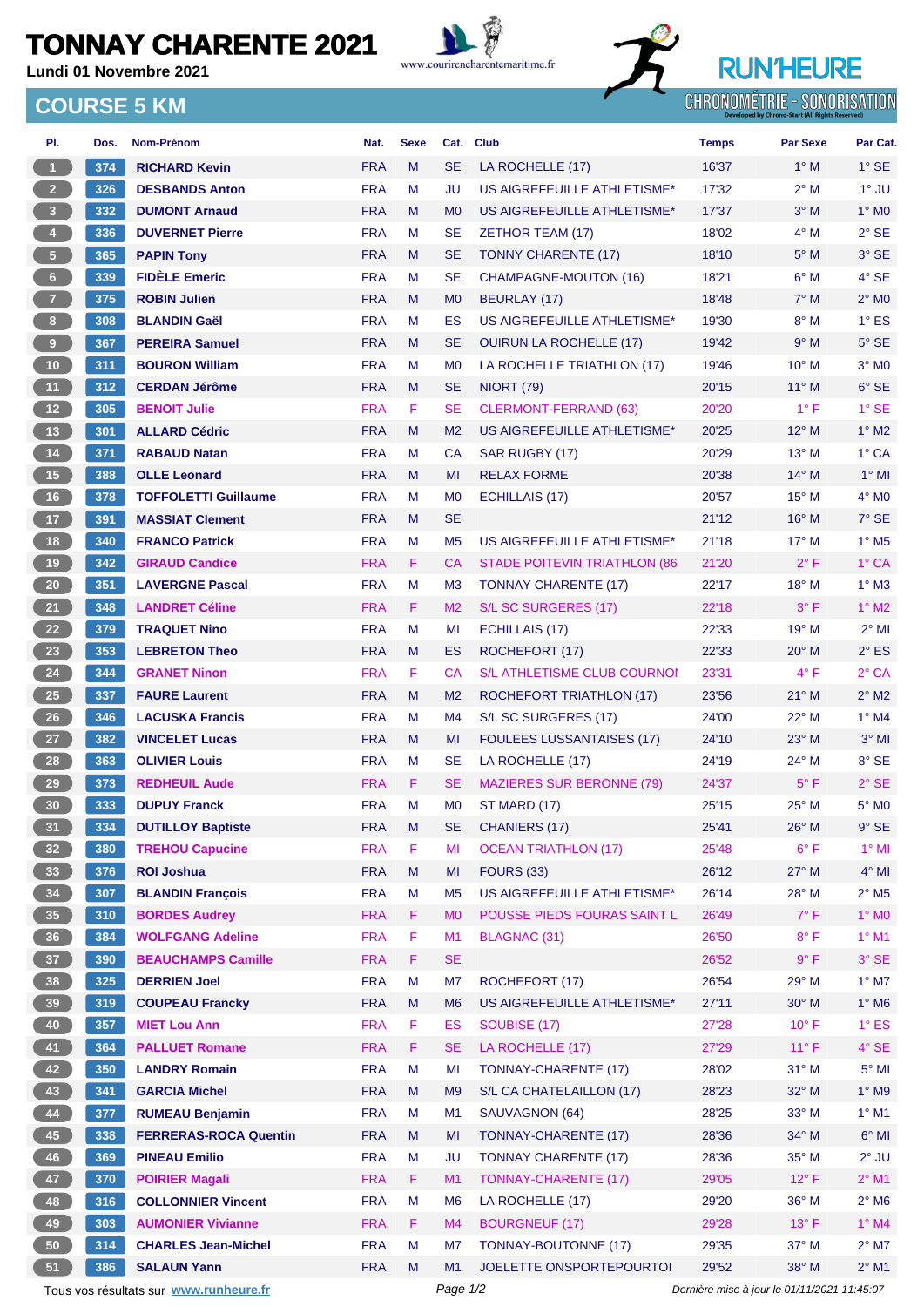# TONNAY CHARENTE 2021

**Lundi 01 Novembre 2021**

www.courirencharentemaritime.fr

RUN'HEURE
CHRONOMÉTRIE - SONORISATION

## COURSE 5 KM

| Pl. | Dos. | Nom-Prénom | Nat. | Sexe | Cat. | Club | Temps | Par Sexe | Par Cat. |
|---|---|---|---|---|---|---|---|---|---|
| 1 | 374 | RICHARD Kevin | FRA | M | SE | LA ROCHELLE (17) | 16'37 | 1° M | 1° SE |
| 2 | 326 | DESBANDS Anton | FRA | M | JU | US AIGREFEUILLE ATHLETISME* | 17'32 | 2° M | 1° JU |
| 3 | 332 | DUMONT Arnaud | FRA | M | M0 | US AIGREFEUILLE ATHLETISME* | 17'37 | 3° M | 1° M0 |
| 4 | 336 | DUVERNET Pierre | FRA | M | SE | ZETHOR TEAM (17) | 18'02 | 4° M | 2° SE |
| 5 | 365 | PAPIN Tony | FRA | M | SE | TONNY CHARENTE (17) | 18'10 | 5° M | 3° SE |
| 6 | 339 | FIDÈLE Emeric | FRA | M | SE | CHAMPAGNE-MOUTON (16) | 18'21 | 6° M | 4° SE |
| 7 | 375 | ROBIN Julien | FRA | M | M0 | BEURLAY (17) | 18'48 | 7° M | 2° M0 |
| 8 | 308 | BLANDIN Gaël | FRA | M | ES | US AIGREFEUILLE ATHLETISME* | 19'30 | 8° M | 1° ES |
| 9 | 367 | PEREIRA Samuel | FRA | M | SE | OUIRUN LA ROCHELLE (17) | 19'42 | 9° M | 5° SE |
| 10 | 311 | BOURON William | FRA | M | M0 | LA ROCHELLE TRIATHLON (17) | 19'46 | 10° M | 3° M0 |
| 11 | 312 | CERDAN Jérôme | FRA | M | SE | NIORT (79) | 20'15 | 11° M | 6° SE |
| 12 | 305 | BENOIT Julie | FRA | F | SE | CLERMONT-FERRAND (63) | 20'20 | 1° F | 1° SE |
| 13 | 301 | ALLARD Cédric | FRA | M | M2 | US AIGREFEUILLE ATHLETISME* | 20'25 | 12° M | 1° M2 |
| 14 | 371 | RABAUD Natan | FRA | M | CA | SAR RUGBY (17) | 20'29 | 13° M | 1° CA |
| 15 | 388 | OLLE Leonard | FRA | M | MI | RELAX FORME | 20'38 | 14° M | 1° MI |
| 16 | 378 | TOFFOLETTI Guillaume | FRA | M | M0 | ECHILLAIS (17) | 20'57 | 15° M | 4° M0 |
| 17 | 391 | MASSIAT Clement | FRA | M | SE | | 21'12 | 16° M | 7° SE |
| 18 | 340 | FRANCO Patrick | FRA | M | M5 | US AIGREFEUILLE ATHLETISME* | 21'18 | 17° M | 1° M5 |
| 19 | 342 | GIRAUD Candice | FRA | F | CA | STADE POITEVIN TRIATHLON (86 | 21'20 | 2° F | 1° CA |
| 20 | 351 | LAVERGNE Pascal | FRA | M | M3 | TONNAY CHARENTE (17) | 22'17 | 18° M | 1° M3 |
| 21 | 348 | LANDRET Céline | FRA | F | M2 | S/L SC SURGERES (17) | 22'18 | 3° F | 1° M2 |
| 22 | 379 | TRAQUET Nino | FRA | M | MI | ECHILLAIS (17) | 22'33 | 19° M | 2° MI |
| 23 | 353 | LEBRETON Theo | FRA | M | ES | ROCHEFORT (17) | 22'33 | 20° M | 2° ES |
| 24 | 344 | GRANET Ninon | FRA | F | CA | S/L ATHLETISME CLUB COURNOI | 23'31 | 4° F | 2° CA |
| 25 | 337 | FAURE Laurent | FRA | M | M2 | ROCHEFORT TRIATHLON (17) | 23'56 | 21° M | 2° M2 |
| 26 | 346 | LACUSKA Francis | FRA | M | M4 | S/L SC SURGERES (17) | 24'00 | 22° M | 1° M4 |
| 27 | 382 | VINCELET Lucas | FRA | M | MI | FOULEES LUSSANTAISES (17) | 24'10 | 23° M | 3° MI |
| 28 | 363 | OLIVIER Louis | FRA | M | SE | LA ROCHELLE (17) | 24'19 | 24° M | 8° SE |
| 29 | 373 | REDHEUIL Aude | FRA | F | SE | MAZIERES SUR BERONNE (79) | 24'37 | 5° F | 2° SE |
| 30 | 333 | DUPUY Franck | FRA | M | M0 | ST MARD (17) | 25'15 | 25° M | 5° M0 |
| 31 | 334 | DUTILLOY Baptiste | FRA | M | SE | CHANIERS (17) | 25'41 | 26° M | 9° SE |
| 32 | 380 | TREHOU Capucine | FRA | F | MI | OCEAN TRIATHLON (17) | 25'48 | 6° F | 1° MI |
| 33 | 376 | ROI Joshua | FRA | M | MI | FOURS (33) | 26'12 | 27° M | 4° MI |
| 34 | 307 | BLANDIN François | FRA | M | M5 | US AIGREFEUILLE ATHLETISME* | 26'14 | 28° M | 2° M5 |
| 35 | 310 | BORDES Audrey | FRA | F | M0 | POUSSE PIEDS FOURAS SAINT L | 26'49 | 7° F | 1° M0 |
| 36 | 384 | WOLFGANG Adeline | FRA | F | M1 | BLAGNAC (31) | 26'50 | 8° F | 1° M1 |
| 37 | 390 | BEAUCHAMPS Camille | FRA | F | SE | | 26'52 | 9° F | 3° SE |
| 38 | 325 | DERRIEN Joel | FRA | M | M7 | ROCHEFORT (17) | 26'54 | 29° M | 1° M7 |
| 39 | 319 | COUPEAU Francky | FRA | M | M6 | US AIGREFEUILLE ATHLETISME* | 27'11 | 30° M | 1° M6 |
| 40 | 357 | MIET Lou Ann | FRA | F | ES | SOUBISE (17) | 27'28 | 10° F | 1° ES |
| 41 | 364 | PALLUET Romane | FRA | F | SE | LA ROCHELLE (17) | 27'29 | 11° F | 4° SE |
| 42 | 350 | LANDRY Romain | FRA | M | MI | TONNAY-CHARENTE (17) | 28'02 | 31° M | 5° MI |
| 43 | 341 | GARCIA Michel | FRA | M | M9 | S/L CA CHATELAILLON (17) | 28'23 | 32° M | 1° M9 |
| 44 | 377 | RUMEAU Benjamin | FRA | M | M1 | SAUVAGNON (64) | 28'25 | 33° M | 1° M1 |
| 45 | 338 | FERRERAS-ROCA Quentin | FRA | M | MI | TONNAY-CHARENTE (17) | 28'36 | 34° M | 6° MI |
| 46 | 369 | PINEAU Emilio | FRA | M | JU | TONNAY CHARENTE (17) | 28'36 | 35° M | 2° JU |
| 47 | 370 | POIRIER Magali | FRA | F | M1 | TONNAY-CHARENTE (17) | 29'05 | 12° F | 2° M1 |
| 48 | 316 | COLLONNIER Vincent | FRA | M | M6 | LA ROCHELLE (17) | 29'20 | 36° M | 2° M6 |
| 49 | 303 | AUMONIER Vivianne | FRA | F | M4 | BOURGNEUF (17) | 29'28 | 13° F | 1° M4 |
| 50 | 314 | CHARLES Jean-Michel | FRA | M | M7 | TONNAY-BOUTONNE (17) | 29'35 | 37° M | 2° M7 |
| 51 | 386 | SALAUN Yann | FRA | M | M1 | JOELETTE ONSPORTEPOURTOI | 29'52 | 38° M | 2° M1 |

Tous vos résultats sur **www.runheure.fr**

*Dernière mise à jour le 01/11/2021 11:45:07*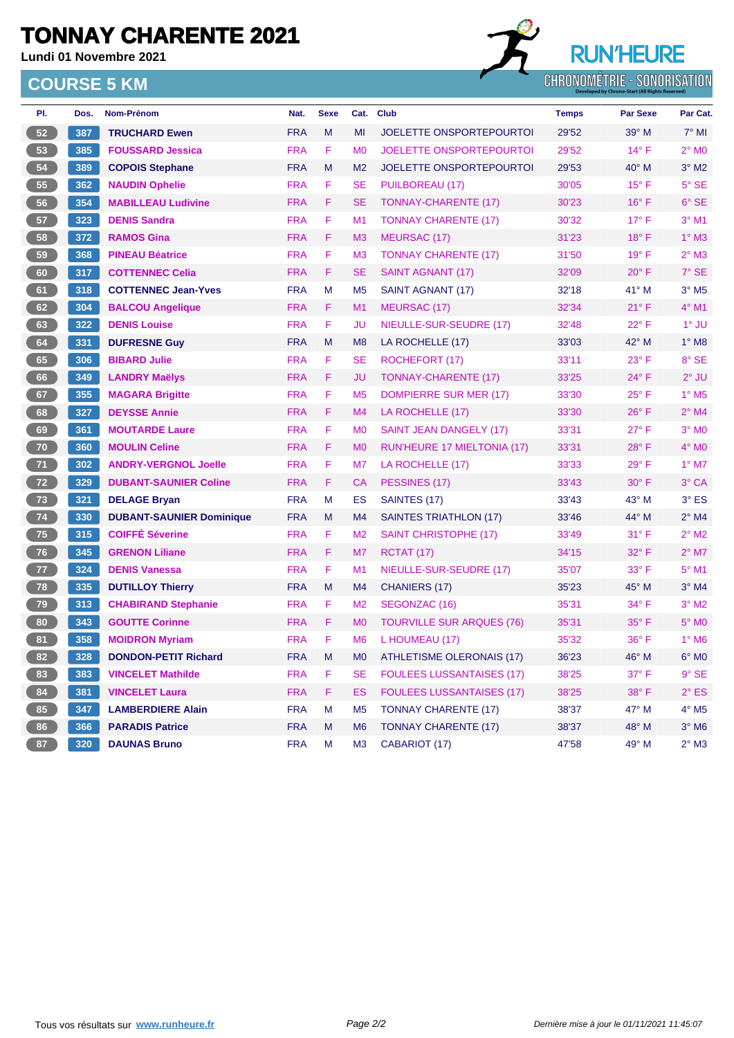# TONNAY CHARENTE 2021

**Lundi 01 Novembre 2021**

## COURSE 5 KM

RUN'HEURE
CHRONOMÉTRIE - SONORISATION
Developed by Chrono-Start (All Rights Reserved)

| Pl. | Dos. | Nom-Prénom | Nat. | Sexe | Cat. | Club | Temps | Par Sexe | Par Cat. |
|---|---|---|---|---|---|---|---|---|---|
| 52 | 387 | **TRUCHARD Ewen** | FRA | M | MI | JOELETTE ONSPORTEPOURTOI | 29'52 | 39° M | 7° MI |
| 53 | 385 | **FOUSSARD Jessica** | FRA | F | M0 | JOELETTE ONSPORTEPOURTOI | 29'52 | 14° F | 2° M0 |
| 54 | 389 | **COPOIS Stephane** | FRA | M | M2 | JOELETTE ONSPORTEPOURTOI | 29'53 | 40° M | 3° M2 |
| 55 | 362 | **NAUDIN Ophelie** | FRA | F | SE | PUILBOREAU (17) | 30'05 | 15° F | 5° SE |
| 56 | 354 | **MABILLEAU Ludivine** | FRA | F | SE | TONNAY-CHARENTE (17) | 30'23 | 16° F | 6° SE |
| 57 | 323 | **DENIS Sandra** | FRA | F | M1 | TONNAY CHARENTE (17) | 30'32 | 17° F | 3° M1 |
| 58 | 372 | **RAMOS Gina** | FRA | F | M3 | MEURSAC (17) | 31'23 | 18° F | 1° M3 |
| 59 | 368 | **PINEAU Béatrice** | FRA | F | M3 | TONNAY CHARENTE (17) | 31'50 | 19° F | 2° M3 |
| 60 | 317 | **COTTENNEC Celia** | FRA | F | SE | SAINT AGNANT (17) | 32'09 | 20° F | 7° SE |
| 61 | 318 | **COTTENNEC Jean-Yves** | FRA | M | M5 | SAINT AGNANT (17) | 32'18 | 41° M | 3° M5 |
| 62 | 304 | **BALCOU Angelique** | FRA | F | M1 | MEURSAC (17) | 32'34 | 21° F | 4° M1 |
| 63 | 322 | **DENIS Louise** | FRA | F | JU | NIEULLE-SUR-SEUDRE (17) | 32'48 | 22° F | 1° JU |
| 64 | 331 | **DUFRESNE Guy** | FRA | M | M8 | LA ROCHELLE (17) | 33'03 | 42° M | 1° M8 |
| 65 | 306 | **BIBARD Julie** | FRA | F | SE | ROCHEFORT (17) | 33'11 | 23° F | 8° SE |
| 66 | 349 | **LANDRY Maëlys** | FRA | F | JU | TONNAY-CHARENTE (17) | 33'25 | 24° F | 2° JU |
| 67 | 355 | **MAGARA Brigitte** | FRA | F | M5 | DOMPIERRE SUR MER (17) | 33'30 | 25° F | 1° M5 |
| 68 | 327 | **DEYSSE Annie** | FRA | F | M4 | LA ROCHELLE (17) | 33'30 | 26° F | 2° M4 |
| 69 | 361 | **MOUTARDE Laure** | FRA | F | M0 | SAINT JEAN DANGELY (17) | 33'31 | 27° F | 3° M0 |
| 70 | 360 | **MOULIN Celine** | FRA | F | M0 | RUN'HEURE 17 MIELTONIA (17) | 33'31 | 28° F | 4° M0 |
| 71 | 302 | **ANDRY-VERGNOL Joelle** | FRA | F | M7 | LA ROCHELLE (17) | 33'33 | 29° F | 1° M7 |
| 72 | 329 | **DUBANT-SAUNIER Coline** | FRA | F | CA | PESSINES (17) | 33'43 | 30° F | 3° CA |
| 73 | 321 | **DELAGE Bryan** | FRA | M | ES | SAINTES (17) | 33'43 | 43° M | 3° ES |
| 74 | 330 | **DUBANT-SAUNIER Dominique** | FRA | M | M4 | SAINTES TRIATHLON (17) | 33'46 | 44° M | 2° M4 |
| 75 | 315 | **COIFFÉ Séverine** | FRA | F | M2 | SAINT CHRISTOPHE (17) | 33'49 | 31° F | 2° M2 |
| 76 | 345 | **GRENON Liliane** | FRA | F | M7 | RCTAT (17) | 34'15 | 32° F | 2° M7 |
| 77 | 324 | **DENIS Vanessa** | FRA | F | M1 | NIEULLE-SUR-SEUDRE (17) | 35'07 | 33° F | 5° M1 |
| 78 | 335 | **DUTILLOY Thierry** | FRA | M | M4 | CHANIERS (17) | 35'23 | 45° M | 3° M4 |
| 79 | 313 | **CHABIRAND Stephanie** | FRA | F | M2 | SEGONZAC (16) | 35'31 | 34° F | 3° M2 |
| 80 | 343 | **GOUTTE Corinne** | FRA | F | M0 | TOURVILLE SUR ARQUES (76) | 35'31 | 35° F | 5° M0 |
| 81 | 358 | **MOIDRON Myriam** | FRA | F | M6 | L HOUMEAU (17) | 35'32 | 36° F | 1° M6 |
| 82 | 328 | **DONDON-PETIT Richard** | FRA | M | M0 | ATHLETISME OLERONAIS (17) | 36'23 | 46° M | 6° M0 |
| 83 | 383 | **VINCELET Mathilde** | FRA | F | SE | FOULEES LUSSANTAISES (17) | 38'25 | 37° F | 9° SE |
| 84 | 381 | **VINCELET Laura** | FRA | F | ES | FOULEES LUSSANTAISES (17) | 38'25 | 38° F | 2° ES |
| 85 | 347 | **LAMBERDIERE Alain** | FRA | M | M5 | TONNAY CHARENTE (17) | 38'37 | 47° M | 4° M5 |
| 86 | 366 | **PARADIS Patrice** | FRA | M | M6 | TONNAY CHARENTE (17) | 38'37 | 48° M | 3° M6 |
| 87 | 320 | **DAUNAS Bruno** | FRA | M | M3 | CABARIOT (17) | 47'58 | 49° M | 2° M3 |

Tous vos résultats sur **www.runheure.fr**

*Dernière mise à jour le 01/11/2021 11:45:07*